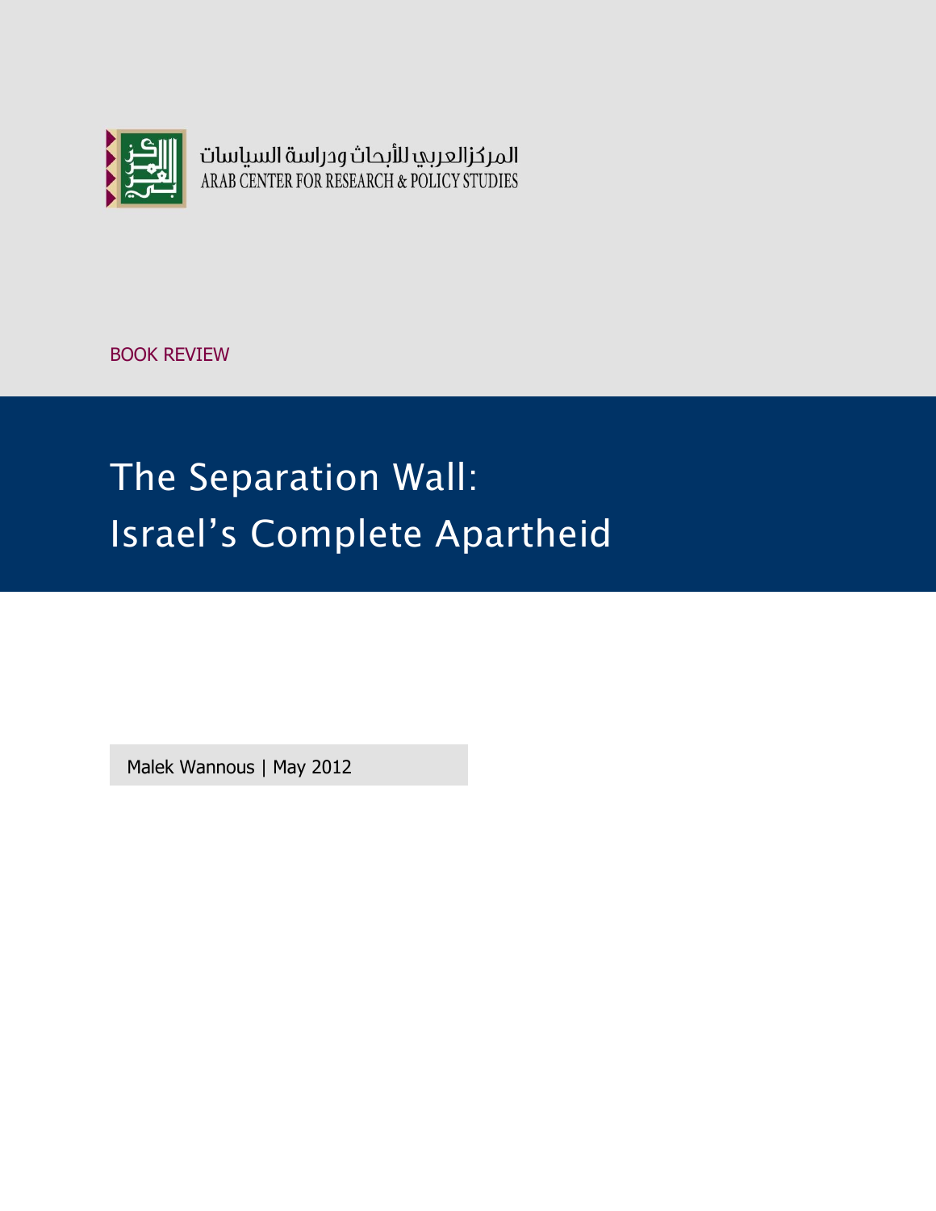المركز العربي للأبحاث ودراسة السياسات
ARAB CENTER FOR RESEARCH & POLICY STUDIES

BOOK REVIEW

# The Separation Wall: Israel's Complete Apartheid

Malek Wannous | May 2012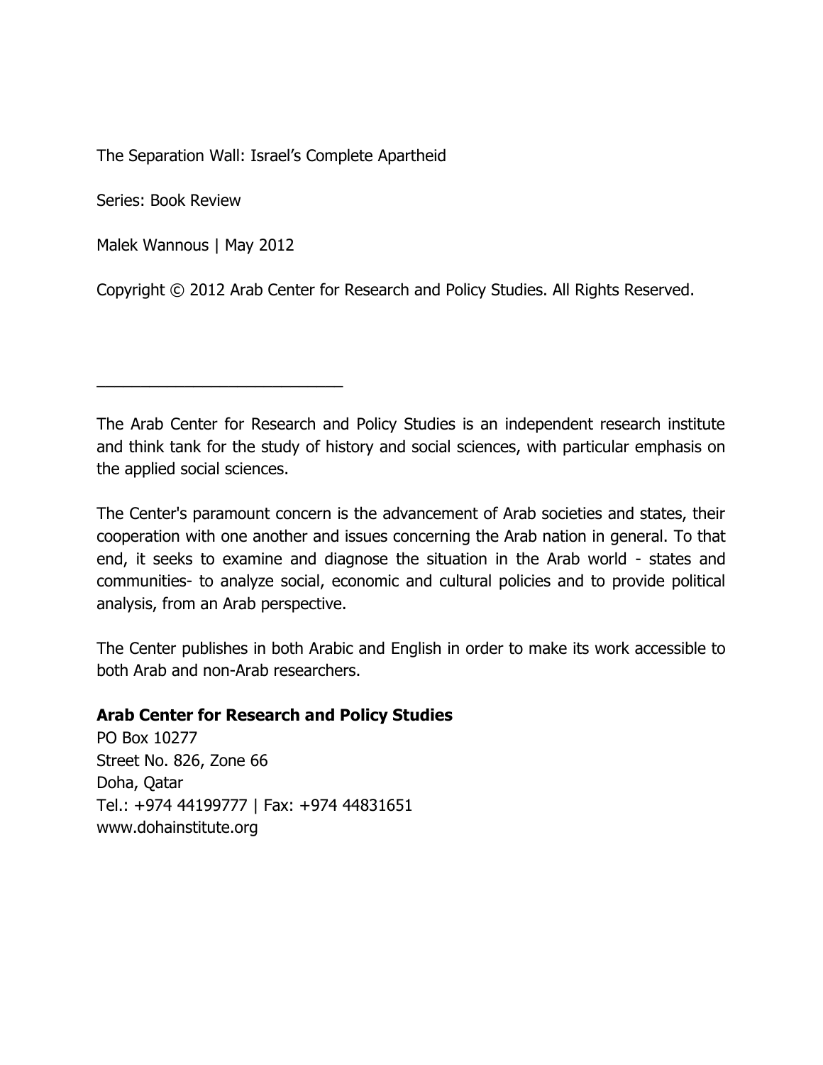The Separation Wall: Israel's Complete Apartheid

Series: Book Review

Malek Wannous | May 2012

Copyright © 2012 Arab Center for Research and Policy Studies. All Rights Reserved.

---

The Arab Center for Research and Policy Studies is an independent research institute and think tank for the study of history and social sciences, with particular emphasis on the applied social sciences.

The Center's paramount concern is the advancement of Arab societies and states, their cooperation with one another and issues concerning the Arab nation in general. To that end, it seeks to examine and diagnose the situation in the Arab world - states and communities- to analyze social, economic and cultural policies and to provide political analysis, from an Arab perspective.

The Center publishes in both Arabic and English in order to make its work accessible to both Arab and non-Arab researchers.

**Arab Center for Research and Policy Studies**
PO Box 10277
Street No. 826, Zone 66
Doha, Qatar
Tel.: +974 44199777 | Fax: +974 44831651
www.dohainstitute.org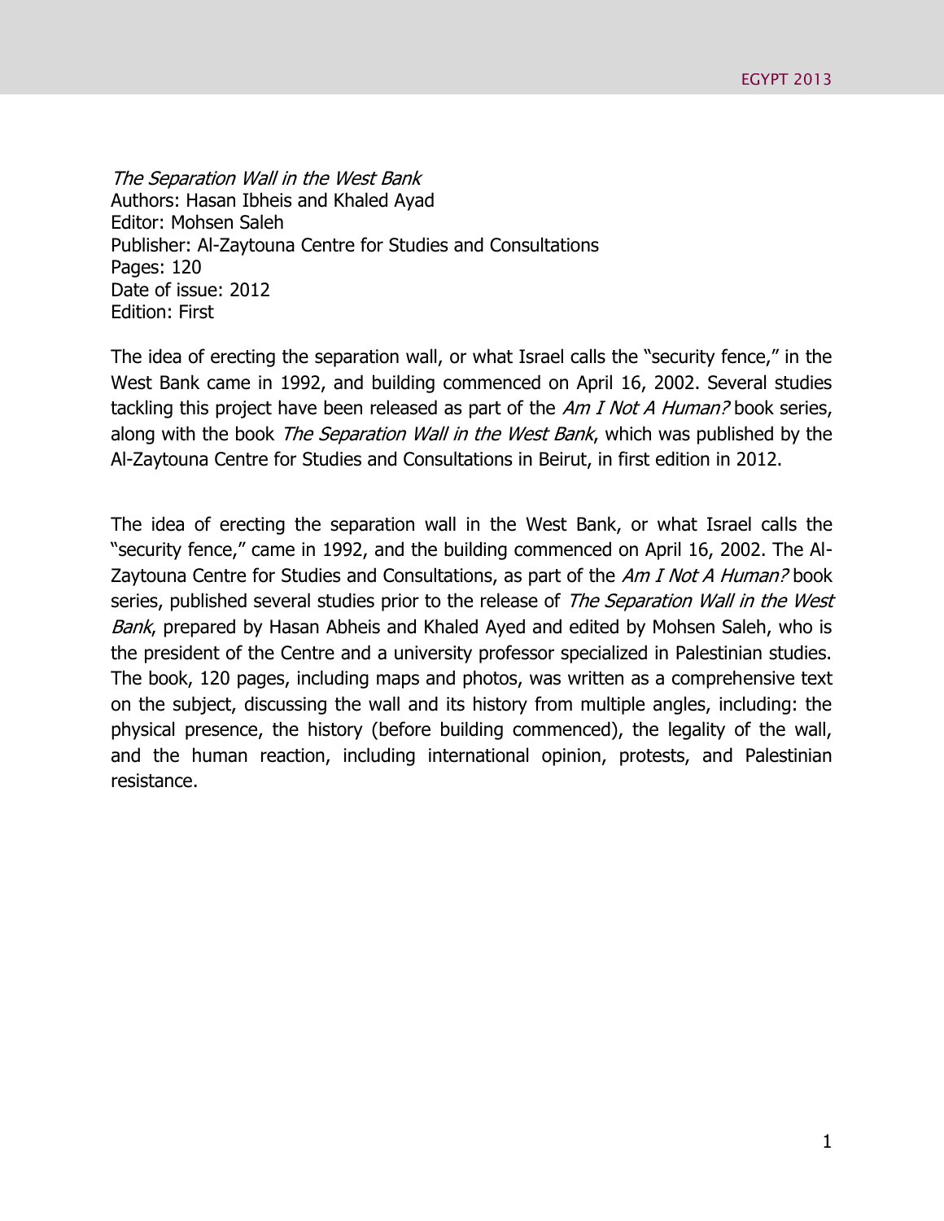*The Separation Wall in the West Bank*
Authors: Hasan Ibheis and Khaled Ayad
Editor: Mohsen Saleh
Publisher: Al-Zaytouna Centre for Studies and Consultations
Pages: 120
Date of issue: 2012
Edition: First

The idea of erecting the separation wall, or what Israel calls the "security fence," in the West Bank came in 1992, and building commenced on April 16, 2002. Several studies tackling this project have been released as part of the *Am I Not A Human?* book series, along with the book *The Separation Wall in the West Bank*, which was published by the Al-Zaytouna Centre for Studies and Consultations in Beirut, in first edition in 2012.

The idea of erecting the separation wall in the West Bank, or what Israel calls the "security fence," came in 1992, and the building commenced on April 16, 2002. The Al-Zaytouna Centre for Studies and Consultations, as part of the *Am I Not A Human?* book series, published several studies prior to the release of *The Separation Wall in the West Bank*, prepared by Hasan Abheis and Khaled Ayed and edited by Mohsen Saleh, who is the president of the Centre and a university professor specialized in Palestinian studies. The book, 120 pages, including maps and photos, was written as a comprehensive text on the subject, discussing the wall and its history from multiple angles, including: the physical presence, the history (before building commenced), the legality of the wall, and the human reaction, including international opinion, protests, and Palestinian resistance.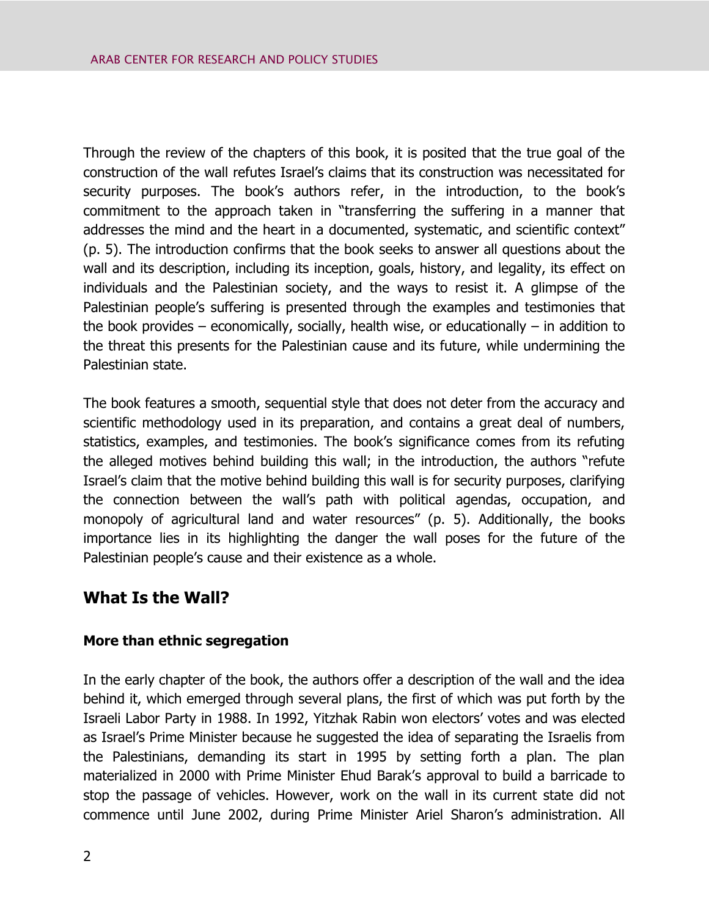Through the review of the chapters of this book, it is posited that the true goal of the construction of the wall refutes Israel's claims that its construction was necessitated for security purposes. The book's authors refer, in the introduction, to the book's commitment to the approach taken in "transferring the suffering in a manner that addresses the mind and the heart in a documented, systematic, and scientific context" (p. 5). The introduction confirms that the book seeks to answer all questions about the wall and its description, including its inception, goals, history, and legality, its effect on individuals and the Palestinian society, and the ways to resist it. A glimpse of the Palestinian people's suffering is presented through the examples and testimonies that the book provides – economically, socially, health wise, or educationally – in addition to the threat this presents for the Palestinian cause and its future, while undermining the Palestinian state.

The book features a smooth, sequential style that does not deter from the accuracy and scientific methodology used in its preparation, and contains a great deal of numbers, statistics, examples, and testimonies. The book's significance comes from its refuting the alleged motives behind building this wall; in the introduction, the authors "refute Israel's claim that the motive behind building this wall is for security purposes, clarifying the connection between the wall's path with political agendas, occupation, and monopoly of agricultural land and water resources" (p. 5). Additionally, the books importance lies in its highlighting the danger the wall poses for the future of the Palestinian people's cause and their existence as a whole.

## What Is the Wall?

### More than ethnic segregation

In the early chapter of the book, the authors offer a description of the wall and the idea behind it, which emerged through several plans, the first of which was put forth by the Israeli Labor Party in 1988. In 1992, Yitzhak Rabin won electors' votes and was elected as Israel's Prime Minister because he suggested the idea of separating the Israelis from the Palestinians, demanding its start in 1995 by setting forth a plan. The plan materialized in 2000 with Prime Minister Ehud Barak's approval to build a barricade to stop the passage of vehicles. However, work on the wall in its current state did not commence until June 2002, during Prime Minister Ariel Sharon's administration. All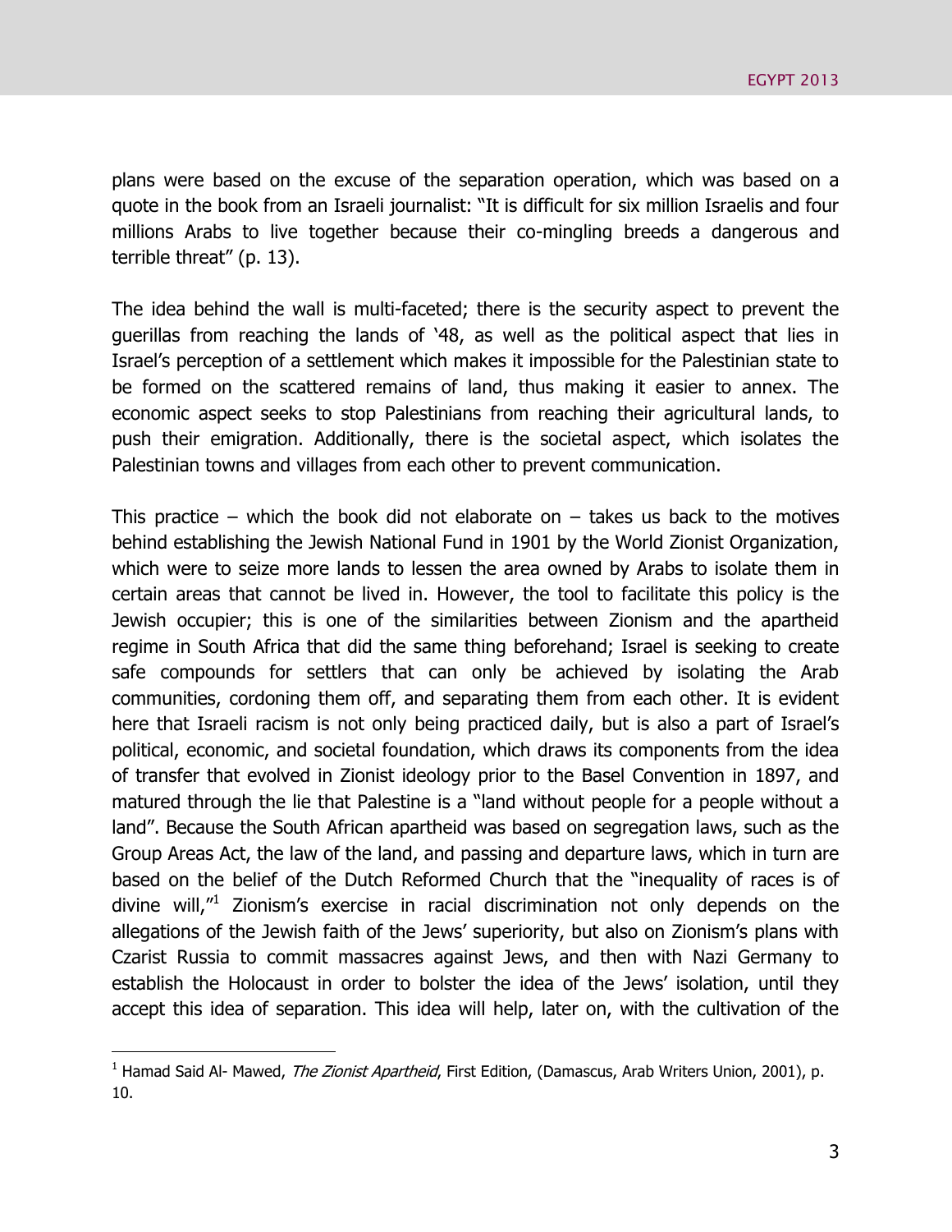plans were based on the excuse of the separation operation, which was based on a quote in the book from an Israeli journalist: "It is difficult for six million Israelis and four millions Arabs to live together because their co-mingling breeds a dangerous and terrible threat" (p. 13).

The idea behind the wall is multi-faceted; there is the security aspect to prevent the guerillas from reaching the lands of '48, as well as the political aspect that lies in Israel's perception of a settlement which makes it impossible for the Palestinian state to be formed on the scattered remains of land, thus making it easier to annex. The economic aspect seeks to stop Palestinians from reaching their agricultural lands, to push their emigration. Additionally, there is the societal aspect, which isolates the Palestinian towns and villages from each other to prevent communication.

This practice – which the book did not elaborate on – takes us back to the motives behind establishing the Jewish National Fund in 1901 by the World Zionist Organization, which were to seize more lands to lessen the area owned by Arabs to isolate them in certain areas that cannot be lived in. However, the tool to facilitate this policy is the Jewish occupier; this is one of the similarities between Zionism and the apartheid regime in South Africa that did the same thing beforehand; Israel is seeking to create safe compounds for settlers that can only be achieved by isolating the Arab communities, cordoning them off, and separating them from each other. It is evident here that Israeli racism is not only being practiced daily, but is also a part of Israel's political, economic, and societal foundation, which draws its components from the idea of transfer that evolved in Zionist ideology prior to the Basel Convention in 1897, and matured through the lie that Palestine is a "land without people for a people without a land". Because the South African apartheid was based on segregation laws, such as the Group Areas Act, the law of the land, and passing and departure laws, which in turn are based on the belief of the Dutch Reformed Church that the "inequality of races is of divine will,"[1] Zionism's exercise in racial discrimination not only depends on the allegations of the Jewish faith of the Jews' superiority, but also on Zionism's plans with Czarist Russia to commit massacres against Jews, and then with Nazi Germany to establish the Holocaust in order to bolster the idea of the Jews' isolation, until they accept this idea of separation. This idea will help, later on, with the cultivation of the

[1] Hamad Said Al- Mawed, *The Zionist Apartheid*, First Edition, (Damascus, Arab Writers Union, 2001), p. 10.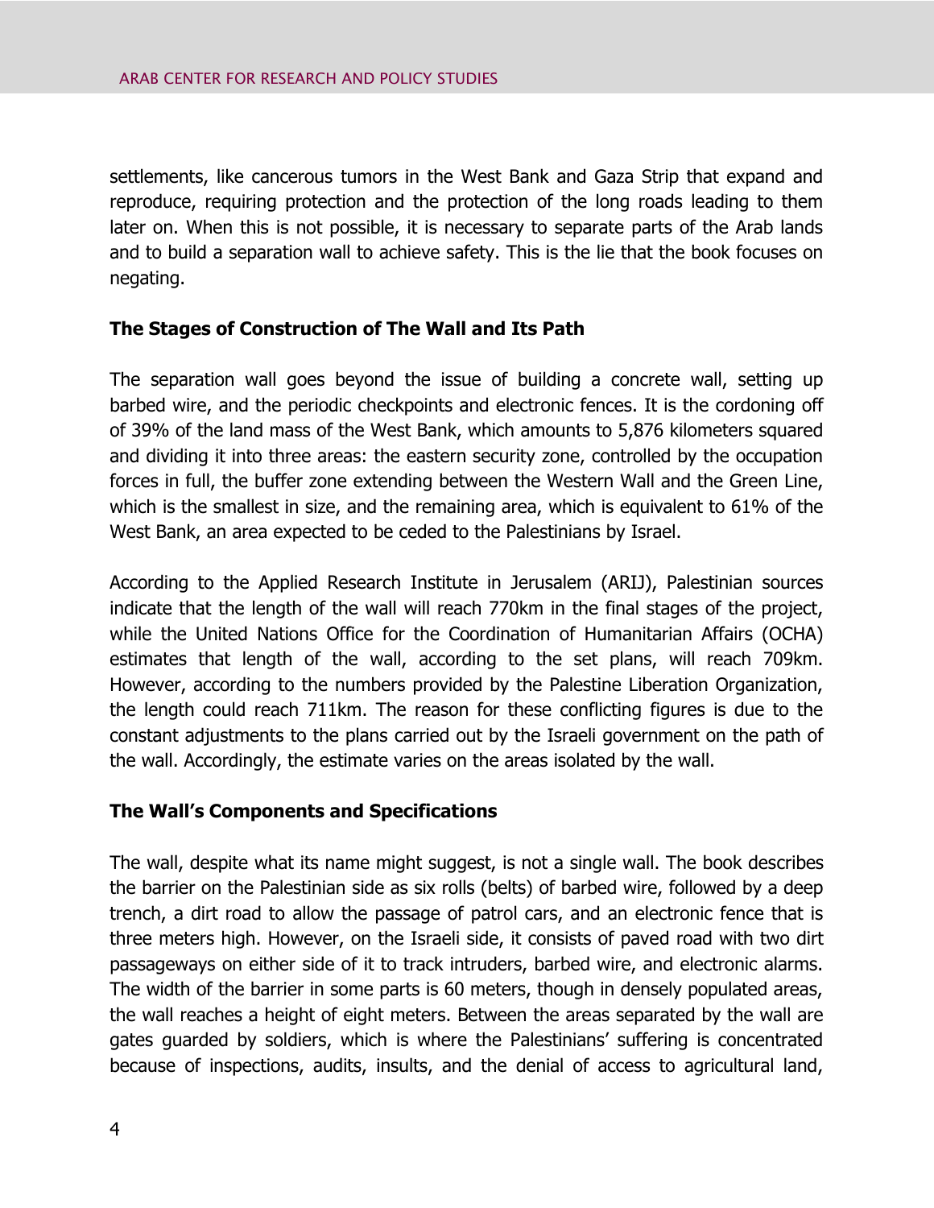settlements, like cancerous tumors in the West Bank and Gaza Strip that expand and reproduce, requiring protection and the protection of the long roads leading to them later on. When this is not possible, it is necessary to separate parts of the Arab lands and to build a separation wall to achieve safety. This is the lie that the book focuses on negating.

## The Stages of Construction of The Wall and Its Path

The separation wall goes beyond the issue of building a concrete wall, setting up barbed wire, and the periodic checkpoints and electronic fences. It is the cordoning off of 39% of the land mass of the West Bank, which amounts to 5,876 kilometers squared and dividing it into three areas: the eastern security zone, controlled by the occupation forces in full, the buffer zone extending between the Western Wall and the Green Line, which is the smallest in size, and the remaining area, which is equivalent to 61% of the West Bank, an area expected to be ceded to the Palestinians by Israel.

According to the Applied Research Institute in Jerusalem (ARIJ), Palestinian sources indicate that the length of the wall will reach 770km in the final stages of the project, while the United Nations Office for the Coordination of Humanitarian Affairs (OCHA) estimates that length of the wall, according to the set plans, will reach 709km. However, according to the numbers provided by the Palestine Liberation Organization, the length could reach 711km. The reason for these conflicting figures is due to the constant adjustments to the plans carried out by the Israeli government on the path of the wall. Accordingly, the estimate varies on the areas isolated by the wall.

## The Wall's Components and Specifications

The wall, despite what its name might suggest, is not a single wall. The book describes the barrier on the Palestinian side as six rolls (belts) of barbed wire, followed by a deep trench, a dirt road to allow the passage of patrol cars, and an electronic fence that is three meters high. However, on the Israeli side, it consists of paved road with two dirt passageways on either side of it to track intruders, barbed wire, and electronic alarms. The width of the barrier in some parts is 60 meters, though in densely populated areas, the wall reaches a height of eight meters. Between the areas separated by the wall are gates guarded by soldiers, which is where the Palestinians' suffering is concentrated because of inspections, audits, insults, and the denial of access to agricultural land,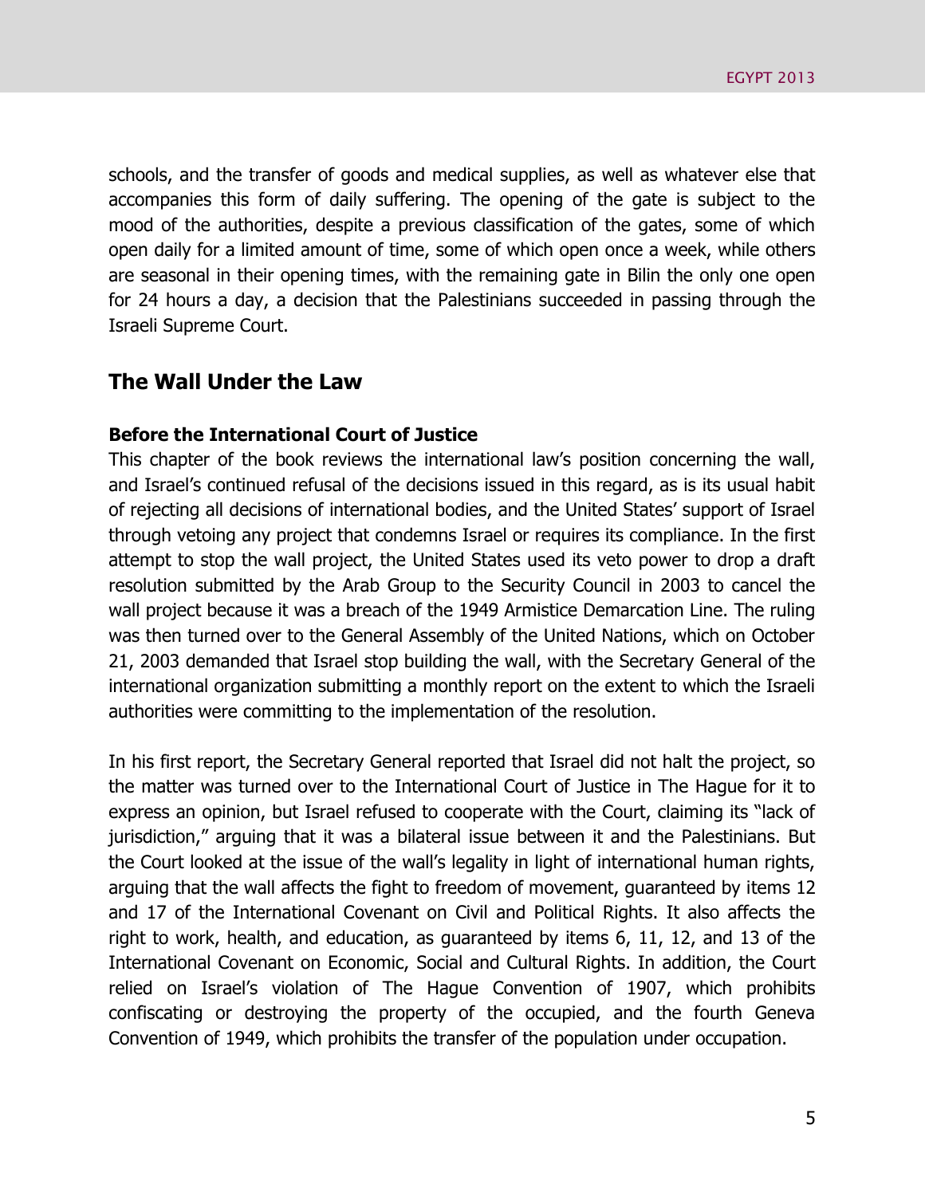schools, and the transfer of goods and medical supplies, as well as whatever else that accompanies this form of daily suffering. The opening of the gate is subject to the mood of the authorities, despite a previous classification of the gates, some of which open daily for a limited amount of time, some of which open once a week, while others are seasonal in their opening times, with the remaining gate in Bilin the only one open for 24 hours a day, a decision that the Palestinians succeeded in passing through the Israeli Supreme Court.

## The Wall Under the Law

### Before the International Court of Justice

This chapter of the book reviews the international law's position concerning the wall, and Israel's continued refusal of the decisions issued in this regard, as is its usual habit of rejecting all decisions of international bodies, and the United States' support of Israel through vetoing any project that condemns Israel or requires its compliance. In the first attempt to stop the wall project, the United States used its veto power to drop a draft resolution submitted by the Arab Group to the Security Council in 2003 to cancel the wall project because it was a breach of the 1949 Armistice Demarcation Line. The ruling was then turned over to the General Assembly of the United Nations, which on October 21, 2003 demanded that Israel stop building the wall, with the Secretary General of the international organization submitting a monthly report on the extent to which the Israeli authorities were committing to the implementation of the resolution.

In his first report, the Secretary General reported that Israel did not halt the project, so the matter was turned over to the International Court of Justice in The Hague for it to express an opinion, but Israel refused to cooperate with the Court, claiming its "lack of jurisdiction," arguing that it was a bilateral issue between it and the Palestinians. But the Court looked at the issue of the wall's legality in light of international human rights, arguing that the wall affects the fight to freedom of movement, guaranteed by items 12 and 17 of the International Covenant on Civil and Political Rights. It also affects the right to work, health, and education, as guaranteed by items 6, 11, 12, and 13 of the International Covenant on Economic, Social and Cultural Rights. In addition, the Court relied on Israel's violation of The Hague Convention of 1907, which prohibits confiscating or destroying the property of the occupied, and the fourth Geneva Convention of 1949, which prohibits the transfer of the population under occupation.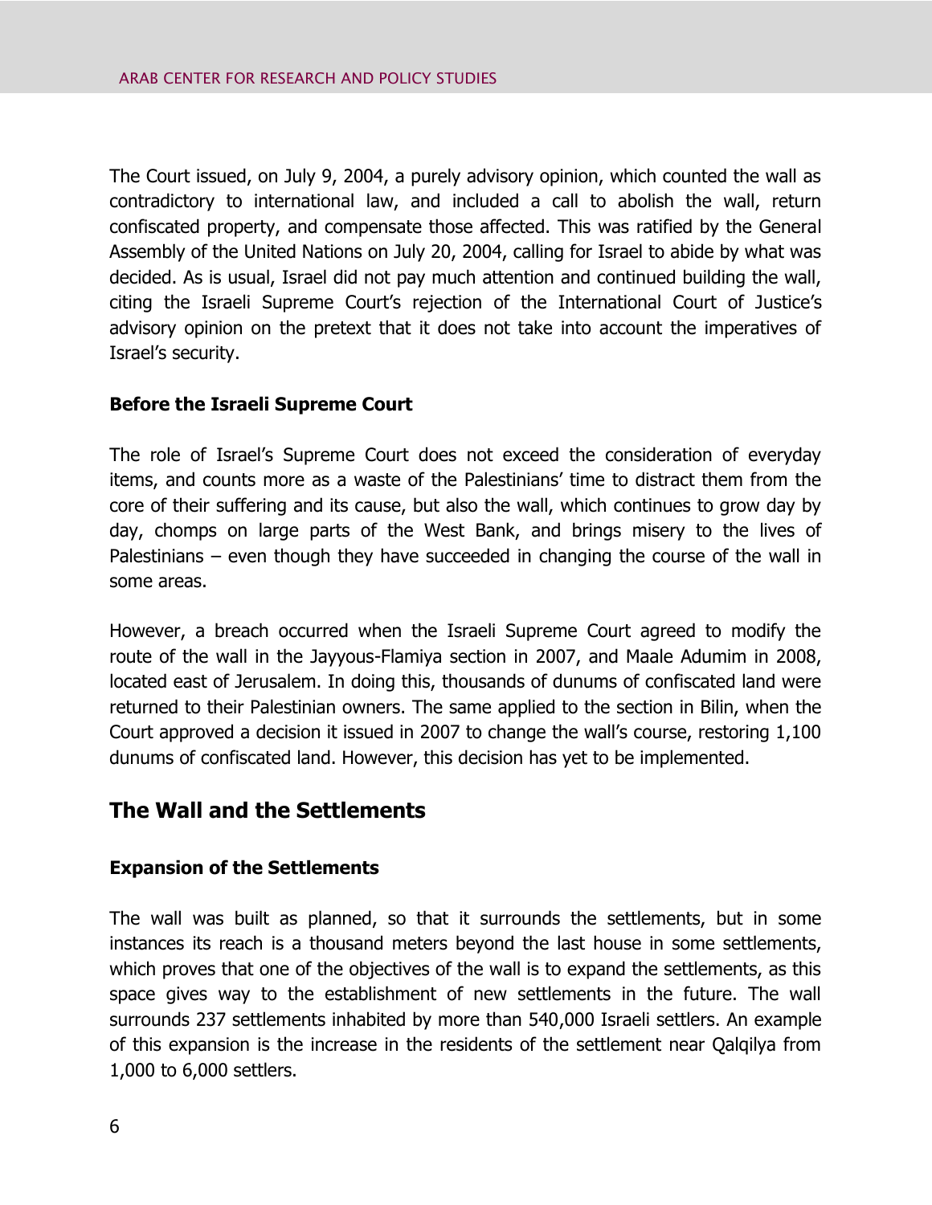The Court issued, on July 9, 2004, a purely advisory opinion, which counted the wall as contradictory to international law, and included a call to abolish the wall, return confiscated property, and compensate those affected. This was ratified by the General Assembly of the United Nations on July 20, 2004, calling for Israel to abide by what was decided. As is usual, Israel did not pay much attention and continued building the wall, citing the Israeli Supreme Court's rejection of the International Court of Justice's advisory opinion on the pretext that it does not take into account the imperatives of Israel's security.

### Before the Israeli Supreme Court

The role of Israel's Supreme Court does not exceed the consideration of everyday items, and counts more as a waste of the Palestinians' time to distract them from the core of their suffering and its cause, but also the wall, which continues to grow day by day, chomps on large parts of the West Bank, and brings misery to the lives of Palestinians – even though they have succeeded in changing the course of the wall in some areas.

However, a breach occurred when the Israeli Supreme Court agreed to modify the route of the wall in the Jayyous-Flamiya section in 2007, and Maale Adumim in 2008, located east of Jerusalem. In doing this, thousands of dunums of confiscated land were returned to their Palestinian owners. The same applied to the section in Bilin, when the Court approved a decision it issued in 2007 to change the wall's course, restoring 1,100 dunums of confiscated land. However, this decision has yet to be implemented.

## The Wall and the Settlements

### Expansion of the Settlements

The wall was built as planned, so that it surrounds the settlements, but in some instances its reach is a thousand meters beyond the last house in some settlements, which proves that one of the objectives of the wall is to expand the settlements, as this space gives way to the establishment of new settlements in the future. The wall surrounds 237 settlements inhabited by more than 540,000 Israeli settlers. An example of this expansion is the increase in the residents of the settlement near Qalqilya from 1,000 to 6,000 settlers.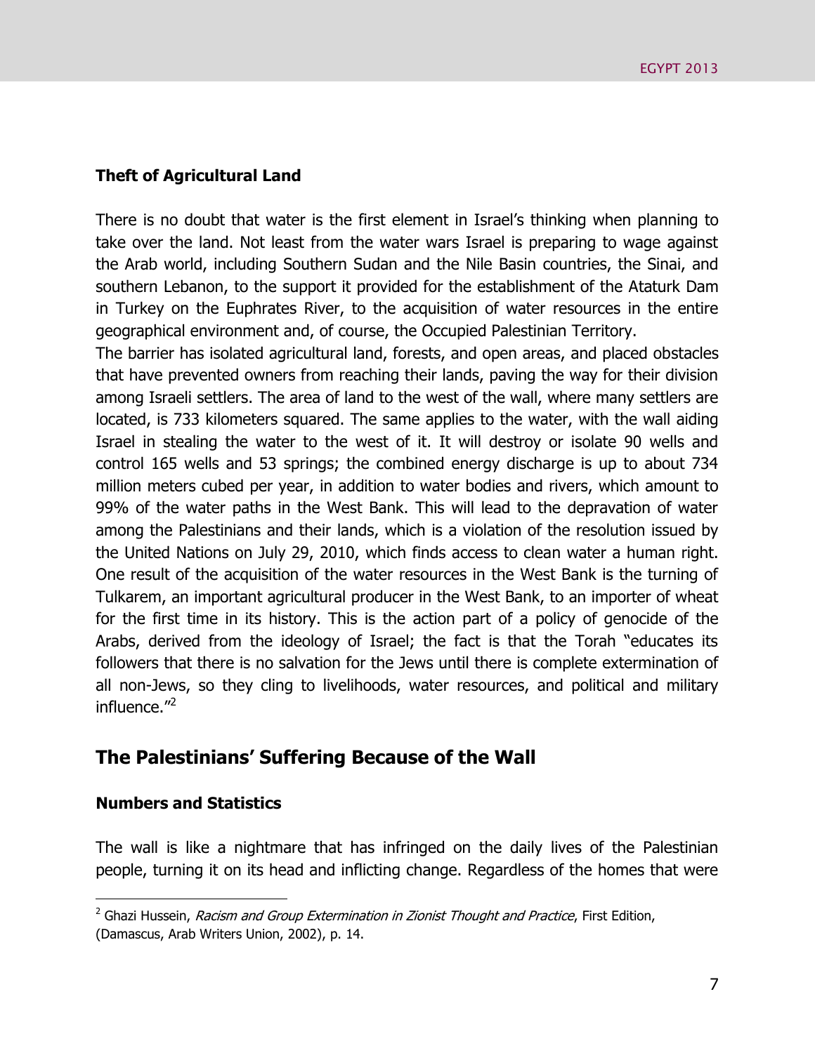### Theft of Agricultural Land

There is no doubt that water is the first element in Israel's thinking when planning to take over the land. Not least from the water wars Israel is preparing to wage against the Arab world, including Southern Sudan and the Nile Basin countries, the Sinai, and southern Lebanon, to the support it provided for the establishment of the Ataturk Dam in Turkey on the Euphrates River, to the acquisition of water resources in the entire geographical environment and, of course, the Occupied Palestinian Territory.

The barrier has isolated agricultural land, forests, and open areas, and placed obstacles that have prevented owners from reaching their lands, paving the way for their division among Israeli settlers. The area of land to the west of the wall, where many settlers are located, is 733 kilometers squared. The same applies to the water, with the wall aiding Israel in stealing the water to the west of it. It will destroy or isolate 90 wells and control 165 wells and 53 springs; the combined energy discharge is up to about 734 million meters cubed per year, in addition to water bodies and rivers, which amount to 99% of the water paths in the West Bank. This will lead to the depravation of water among the Palestinians and their lands, which is a violation of the resolution issued by the United Nations on July 29, 2010, which finds access to clean water a human right. One result of the acquisition of the water resources in the West Bank is the turning of Tulkarem, an important agricultural producer in the West Bank, to an importer of wheat for the first time in its history. This is the action part of a policy of genocide of the Arabs, derived from the ideology of Israel; the fact is that the Torah "educates its followers that there is no salvation for the Jews until there is complete extermination of all non-Jews, so they cling to livelihoods, water resources, and political and military influence."[2]

## The Palestinians' Suffering Because of the Wall

### Numbers and Statistics

The wall is like a nightmare that has infringed on the daily lives of the Palestinian people, turning it on its head and inflicting change. Regardless of the homes that were

---

[2] Ghazi Hussein, *Racism and Group Extermination in Zionist Thought and Practice*, First Edition, (Damascus, Arab Writers Union, 2002), p. 14.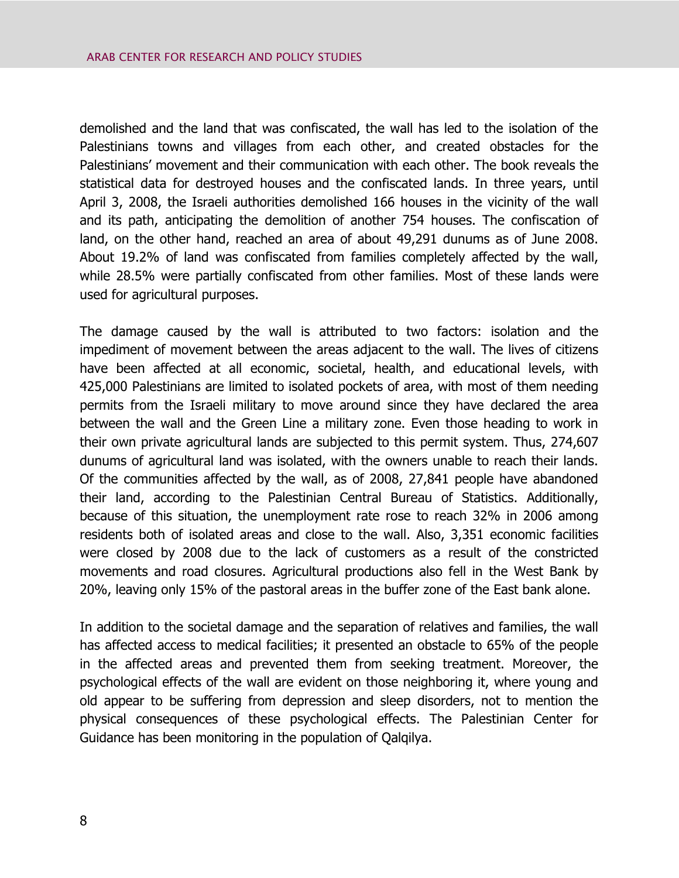demolished and the land that was confiscated, the wall has led to the isolation of the Palestinians towns and villages from each other, and created obstacles for the Palestinians' movement and their communication with each other. The book reveals the statistical data for destroyed houses and the confiscated lands. In three years, until April 3, 2008, the Israeli authorities demolished 166 houses in the vicinity of the wall and its path, anticipating the demolition of another 754 houses. The confiscation of land, on the other hand, reached an area of about 49,291 dunums as of June 2008. About 19.2% of land was confiscated from families completely affected by the wall, while 28.5% were partially confiscated from other families. Most of these lands were used for agricultural purposes.

The damage caused by the wall is attributed to two factors: isolation and the impediment of movement between the areas adjacent to the wall. The lives of citizens have been affected at all economic, societal, health, and educational levels, with 425,000 Palestinians are limited to isolated pockets of area, with most of them needing permits from the Israeli military to move around since they have declared the area between the wall and the Green Line a military zone. Even those heading to work in their own private agricultural lands are subjected to this permit system. Thus, 274,607 dunums of agricultural land was isolated, with the owners unable to reach their lands. Of the communities affected by the wall, as of 2008, 27,841 people have abandoned their land, according to the Palestinian Central Bureau of Statistics. Additionally, because of this situation, the unemployment rate rose to reach 32% in 2006 among residents both of isolated areas and close to the wall. Also, 3,351 economic facilities were closed by 2008 due to the lack of customers as a result of the constricted movements and road closures. Agricultural productions also fell in the West Bank by 20%, leaving only 15% of the pastoral areas in the buffer zone of the East bank alone.

In addition to the societal damage and the separation of relatives and families, the wall has affected access to medical facilities; it presented an obstacle to 65% of the people in the affected areas and prevented them from seeking treatment. Moreover, the psychological effects of the wall are evident on those neighboring it, where young and old appear to be suffering from depression and sleep disorders, not to mention the physical consequences of these psychological effects. The Palestinian Center for Guidance has been monitoring in the population of Qalqilya.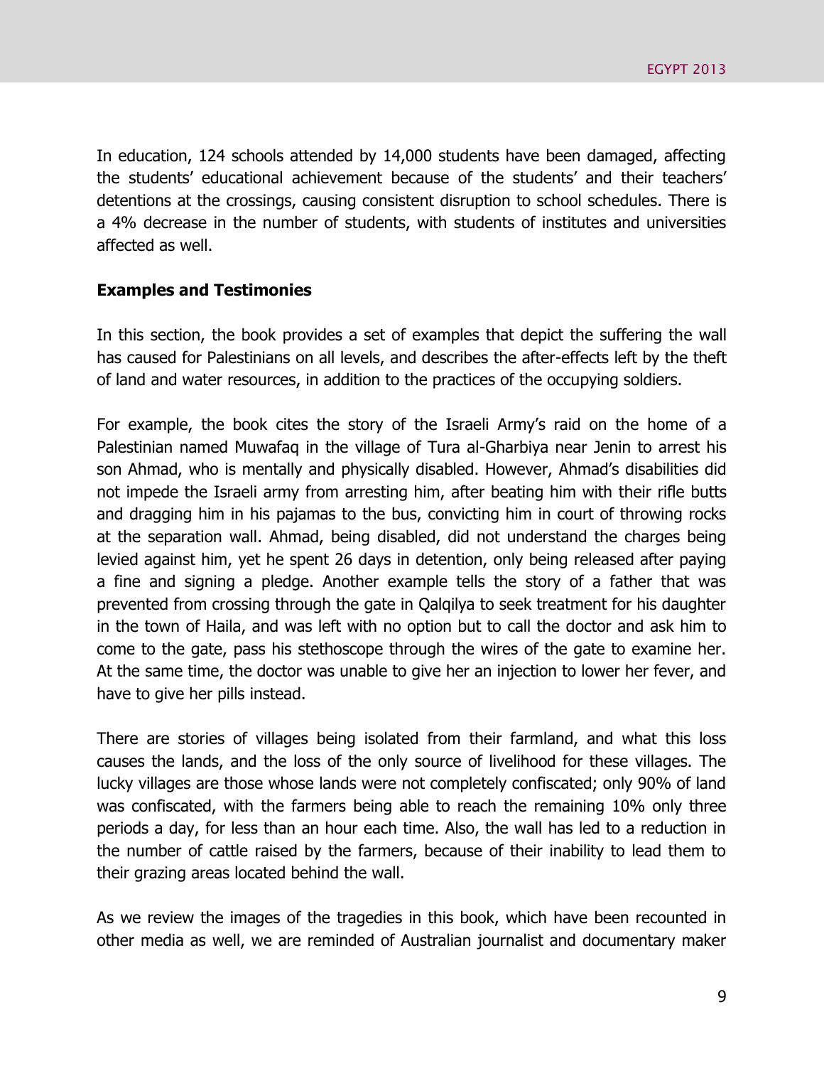In education, 124 schools attended by 14,000 students have been damaged, affecting the students' educational achievement because of the students' and their teachers' detentions at the crossings, causing consistent disruption to school schedules. There is a 4% decrease in the number of students, with students of institutes and universities affected as well.

**Examples and Testimonies**

In this section, the book provides a set of examples that depict the suffering the wall has caused for Palestinians on all levels, and describes the after-effects left by the theft of land and water resources, in addition to the practices of the occupying soldiers.

For example, the book cites the story of the Israeli Army's raid on the home of a Palestinian named Muwafaq in the village of Tura al-Gharbiya near Jenin to arrest his son Ahmad, who is mentally and physically disabled. However, Ahmad's disabilities did not impede the Israeli army from arresting him, after beating him with their rifle butts and dragging him in his pajamas to the bus, convicting him in court of throwing rocks at the separation wall. Ahmad, being disabled, did not understand the charges being levied against him, yet he spent 26 days in detention, only being released after paying a fine and signing a pledge. Another example tells the story of a father that was prevented from crossing through the gate in Qalqilya to seek treatment for his daughter in the town of Haila, and was left with no option but to call the doctor and ask him to come to the gate, pass his stethoscope through the wires of the gate to examine her. At the same time, the doctor was unable to give her an injection to lower her fever, and have to give her pills instead.

There are stories of villages being isolated from their farmland, and what this loss causes the lands, and the loss of the only source of livelihood for these villages. The lucky villages are those whose lands were not completely confiscated; only 90% of land was confiscated, with the farmers being able to reach the remaining 10% only three periods a day, for less than an hour each time. Also, the wall has led to a reduction in the number of cattle raised by the farmers, because of their inability to lead them to their grazing areas located behind the wall.

As we review the images of the tragedies in this book, which have been recounted in other media as well, we are reminded of Australian journalist and documentary maker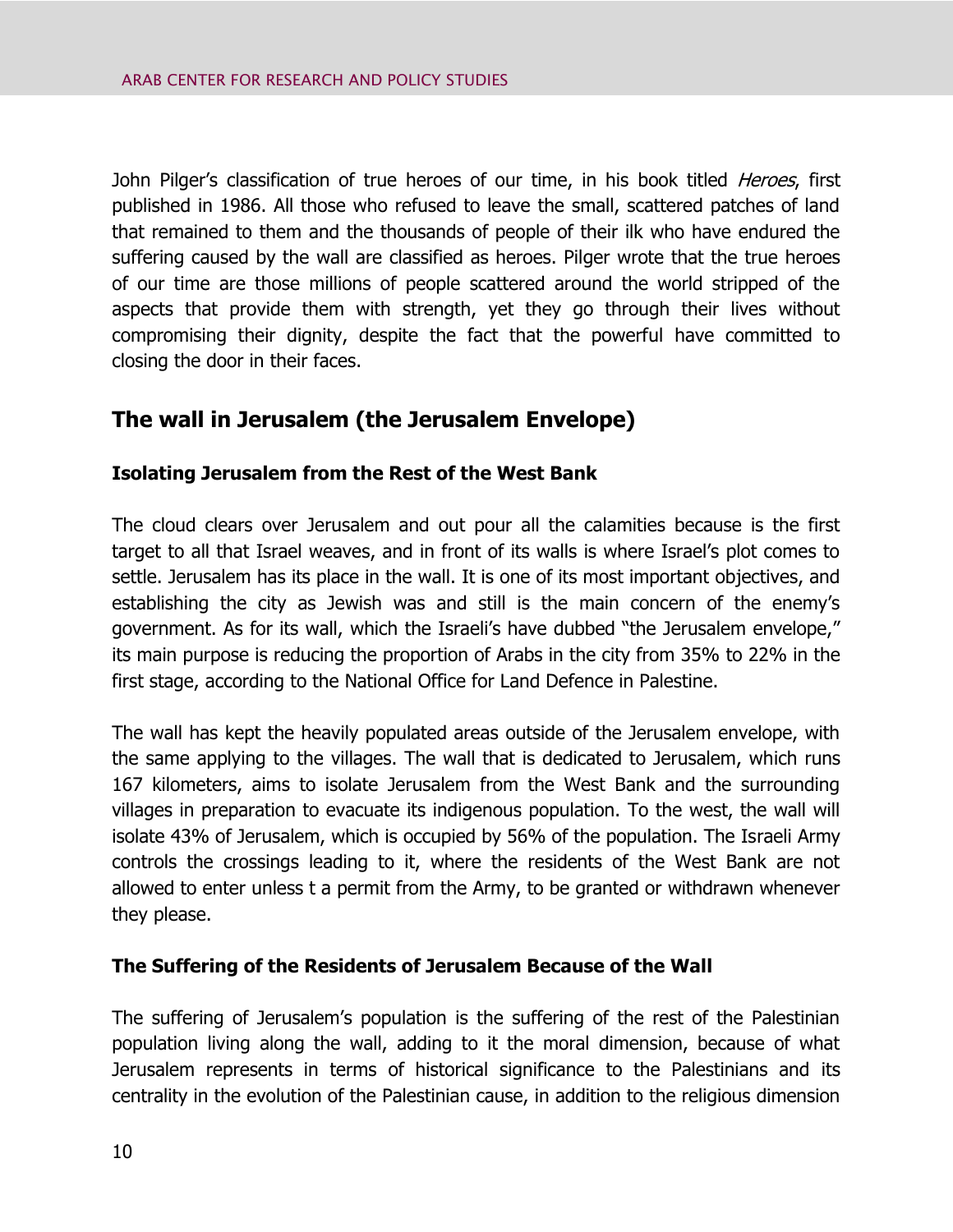John Pilger's classification of true heroes of our time, in his book titled *Heroes*, first published in 1986. All those who refused to leave the small, scattered patches of land that remained to them and the thousands of people of their ilk who have endured the suffering caused by the wall are classified as heroes. Pilger wrote that the true heroes of our time are those millions of people scattered around the world stripped of the aspects that provide them with strength, yet they go through their lives without compromising their dignity, despite the fact that the powerful have committed to closing the door in their faces.

## The wall in Jerusalem (the Jerusalem Envelope)

### Isolating Jerusalem from the Rest of the West Bank

The cloud clears over Jerusalem and out pour all the calamities because is the first target to all that Israel weaves, and in front of its walls is where Israel's plot comes to settle. Jerusalem has its place in the wall. It is one of its most important objectives, and establishing the city as Jewish was and still is the main concern of the enemy's government. As for its wall, which the Israeli's have dubbed "the Jerusalem envelope," its main purpose is reducing the proportion of Arabs in the city from 35% to 22% in the first stage, according to the National Office for Land Defence in Palestine.

The wall has kept the heavily populated areas outside of the Jerusalem envelope, with the same applying to the villages. The wall that is dedicated to Jerusalem, which runs 167 kilometers, aims to isolate Jerusalem from the West Bank and the surrounding villages in preparation to evacuate its indigenous population. To the west, the wall will isolate 43% of Jerusalem, which is occupied by 56% of the population. The Israeli Army controls the crossings leading to it, where the residents of the West Bank are not allowed to enter unless t a permit from the Army, to be granted or withdrawn whenever they please.

### The Suffering of the Residents of Jerusalem Because of the Wall

The suffering of Jerusalem's population is the suffering of the rest of the Palestinian population living along the wall, adding to it the moral dimension, because of what Jerusalem represents in terms of historical significance to the Palestinians and its centrality in the evolution of the Palestinian cause, in addition to the religious dimension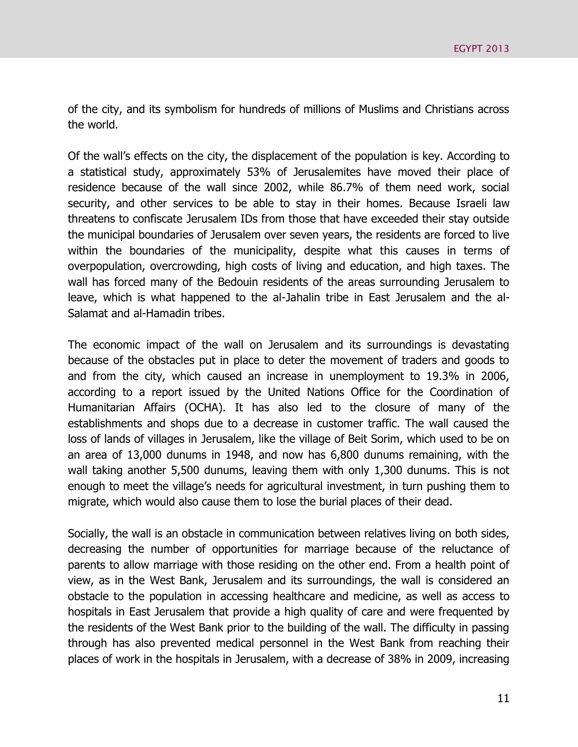of the city, and its symbolism for hundreds of millions of Muslims and Christians across the world.

Of the wall's effects on the city, the displacement of the population is key. According to a statistical study, approximately 53% of Jerusalemites have moved their place of residence because of the wall since 2002, while 86.7% of them need work, social security, and other services to be able to stay in their homes. Because Israeli law threatens to confiscate Jerusalem IDs from those that have exceeded their stay outside the municipal boundaries of Jerusalem over seven years, the residents are forced to live within the boundaries of the municipality, despite what this causes in terms of overpopulation, overcrowding, high costs of living and education, and high taxes. The wall has forced many of the Bedouin residents of the areas surrounding Jerusalem to leave, which is what happened to the al-Jahalin tribe in East Jerusalem and the al-Salamat and al-Hamadin tribes.

The economic impact of the wall on Jerusalem and its surroundings is devastating because of the obstacles put in place to deter the movement of traders and goods to and from the city, which caused an increase in unemployment to 19.3% in 2006, according to a report issued by the United Nations Office for the Coordination of Humanitarian Affairs (OCHA). It has also led to the closure of many of the establishments and shops due to a decrease in customer traffic. The wall caused the loss of lands of villages in Jerusalem, like the village of Beit Sorim, which used to be on an area of 13,000 dunums in 1948, and now has 6,800 dunums remaining, with the wall taking another 5,500 dunums, leaving them with only 1,300 dunums. This is not enough to meet the village's needs for agricultural investment, in turn pushing them to migrate, which would also cause them to lose the burial places of their dead.

Socially, the wall is an obstacle in communication between relatives living on both sides, decreasing the number of opportunities for marriage because of the reluctance of parents to allow marriage with those residing on the other end. From a health point of view, as in the West Bank, Jerusalem and its surroundings, the wall is considered an obstacle to the population in accessing healthcare and medicine, as well as access to hospitals in East Jerusalem that provide a high quality of care and were frequented by the residents of the West Bank prior to the building of the wall. The difficulty in passing through has also prevented medical personnel in the West Bank from reaching their places of work in the hospitals in Jerusalem, with a decrease of 38% in 2009, increasing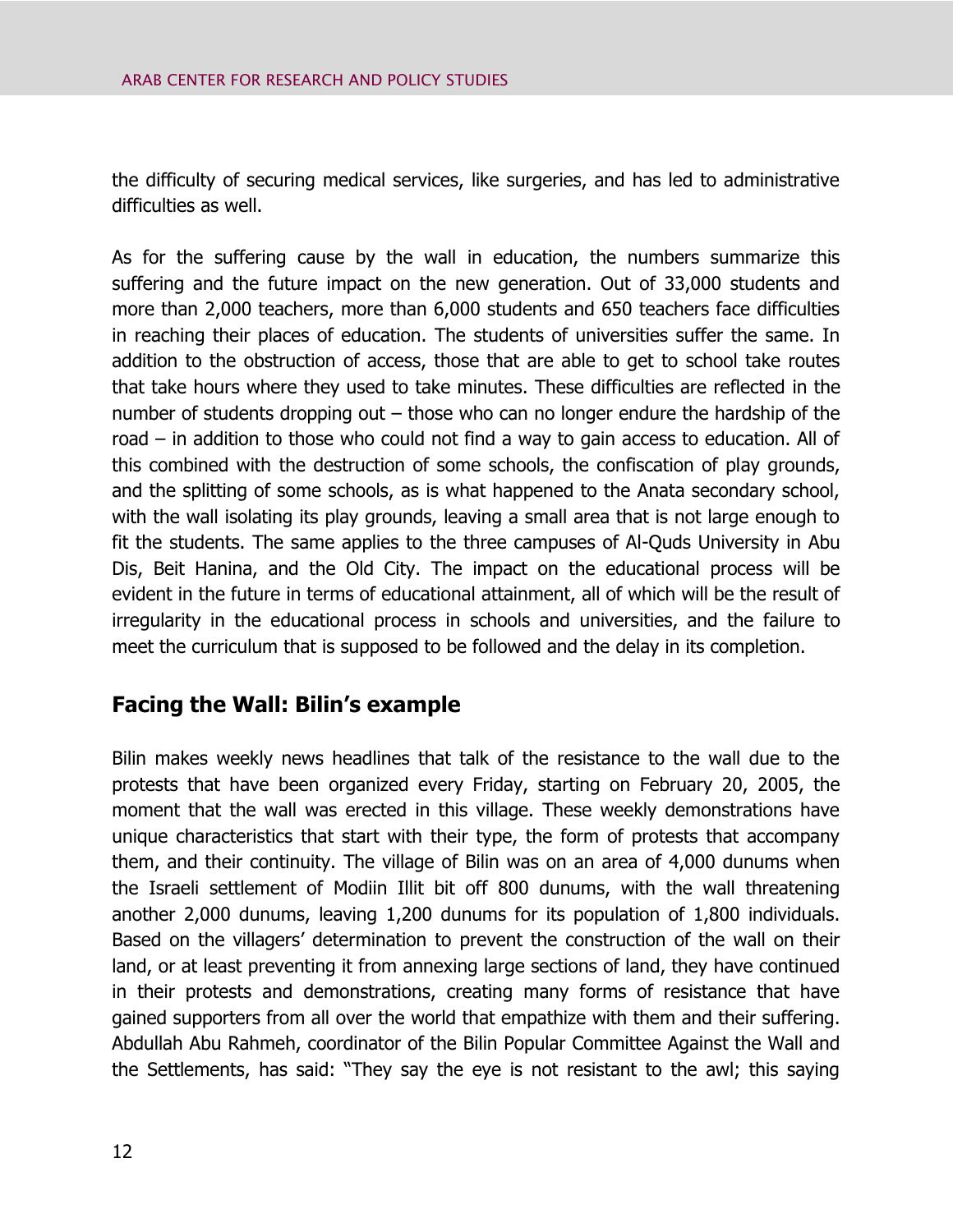the difficulty of securing medical services, like surgeries, and has led to administrative difficulties as well.

As for the suffering cause by the wall in education, the numbers summarize this suffering and the future impact on the new generation. Out of 33,000 students and more than 2,000 teachers, more than 6,000 students and 650 teachers face difficulties in reaching their places of education. The students of universities suffer the same. In addition to the obstruction of access, those that are able to get to school take routes that take hours where they used to take minutes. These difficulties are reflected in the number of students dropping out – those who can no longer endure the hardship of the road – in addition to those who could not find a way to gain access to education. All of this combined with the destruction of some schools, the confiscation of play grounds, and the splitting of some schools, as is what happened to the Anata secondary school, with the wall isolating its play grounds, leaving a small area that is not large enough to fit the students. The same applies to the three campuses of Al-Quds University in Abu Dis, Beit Hanina, and the Old City. The impact on the educational process will be evident in the future in terms of educational attainment, all of which will be the result of irregularity in the educational process in schools and universities, and the failure to meet the curriculum that is supposed to be followed and the delay in its completion.

## Facing the Wall: Bilin's example

Bilin makes weekly news headlines that talk of the resistance to the wall due to the protests that have been organized every Friday, starting on February 20, 2005, the moment that the wall was erected in this village. These weekly demonstrations have unique characteristics that start with their type, the form of protests that accompany them, and their continuity. The village of Bilin was on an area of 4,000 dunums when the Israeli settlement of Modiin Illit bit off 800 dunums, with the wall threatening another 2,000 dunums, leaving 1,200 dunums for its population of 1,800 individuals. Based on the villagers' determination to prevent the construction of the wall on their land, or at least preventing it from annexing large sections of land, they have continued in their protests and demonstrations, creating many forms of resistance that have gained supporters from all over the world that empathize with them and their suffering. Abdullah Abu Rahmeh, coordinator of the Bilin Popular Committee Against the Wall and the Settlements, has said: "They say the eye is not resistant to the awl; this saying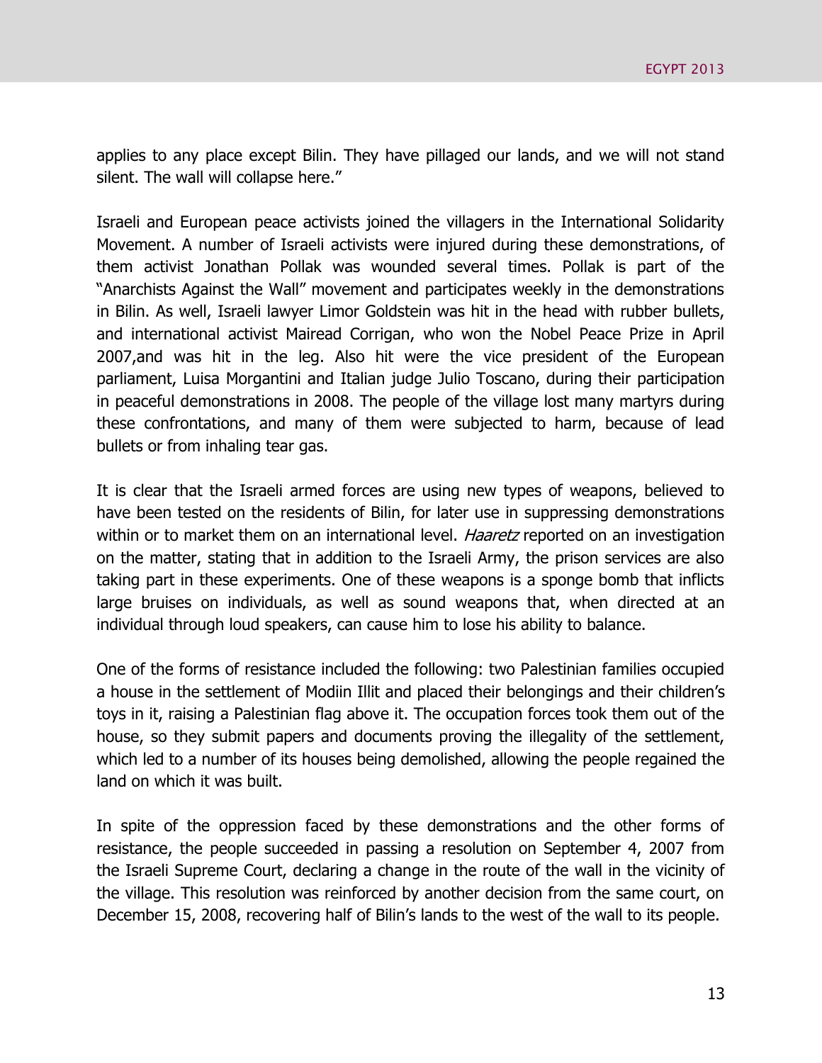applies to any place except Bilin. They have pillaged our lands, and we will not stand silent. The wall will collapse here."

Israeli and European peace activists joined the villagers in the International Solidarity Movement. A number of Israeli activists were injured during these demonstrations, of them activist Jonathan Pollak was wounded several times. Pollak is part of the "Anarchists Against the Wall" movement and participates weekly in the demonstrations in Bilin. As well, Israeli lawyer Limor Goldstein was hit in the head with rubber bullets, and international activist Mairead Corrigan, who won the Nobel Peace Prize in April 2007,and was hit in the leg. Also hit were the vice president of the European parliament, Luisa Morgantini and Italian judge Julio Toscano, during their participation in peaceful demonstrations in 2008. The people of the village lost many martyrs during these confrontations, and many of them were subjected to harm, because of lead bullets or from inhaling tear gas.

It is clear that the Israeli armed forces are using new types of weapons, believed to have been tested on the residents of Bilin, for later use in suppressing demonstrations within or to market them on an international level. *Haaretz* reported on an investigation on the matter, stating that in addition to the Israeli Army, the prison services are also taking part in these experiments. One of these weapons is a sponge bomb that inflicts large bruises on individuals, as well as sound weapons that, when directed at an individual through loud speakers, can cause him to lose his ability to balance.

One of the forms of resistance included the following: two Palestinian families occupied a house in the settlement of Modiin Illit and placed their belongings and their children's toys in it, raising a Palestinian flag above it. The occupation forces took them out of the house, so they submit papers and documents proving the illegality of the settlement, which led to a number of its houses being demolished, allowing the people regained the land on which it was built.

In spite of the oppression faced by these demonstrations and the other forms of resistance, the people succeeded in passing a resolution on September 4, 2007 from the Israeli Supreme Court, declaring a change in the route of the wall in the vicinity of the village. This resolution was reinforced by another decision from the same court, on December 15, 2008, recovering half of Bilin's lands to the west of the wall to its people.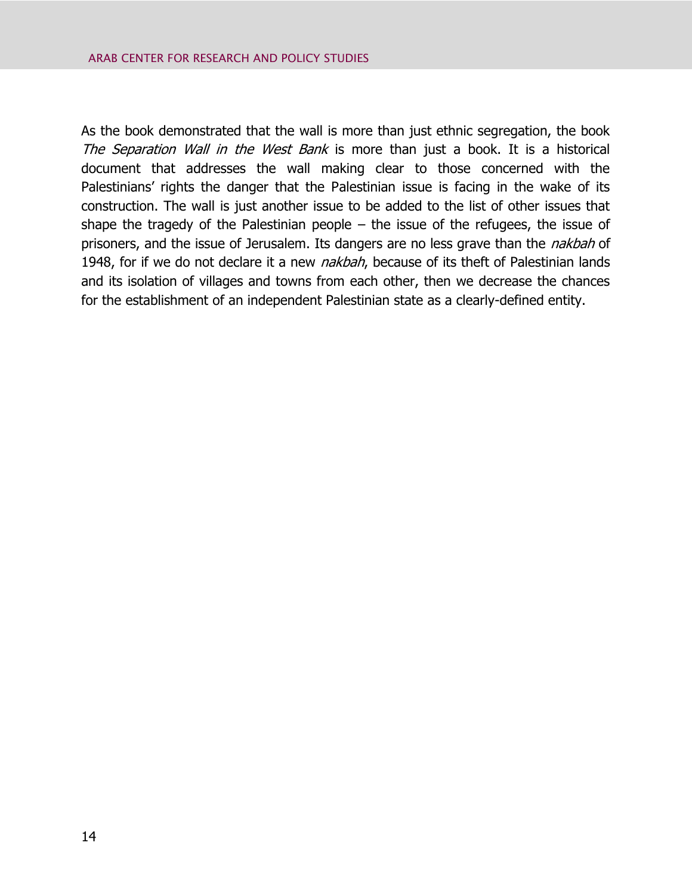As the book demonstrated that the wall is more than just ethnic segregation, the book *The Separation Wall in the West Bank* is more than just a book. It is a historical document that addresses the wall making clear to those concerned with the Palestinians' rights the danger that the Palestinian issue is facing in the wake of its construction. The wall is just another issue to be added to the list of other issues that shape the tragedy of the Palestinian people – the issue of the refugees, the issue of prisoners, and the issue of Jerusalem. Its dangers are no less grave than the *nakbah* of 1948, for if we do not declare it a new *nakbah*, because of its theft of Palestinian lands and its isolation of villages and towns from each other, then we decrease the chances for the establishment of an independent Palestinian state as a clearly-defined entity.